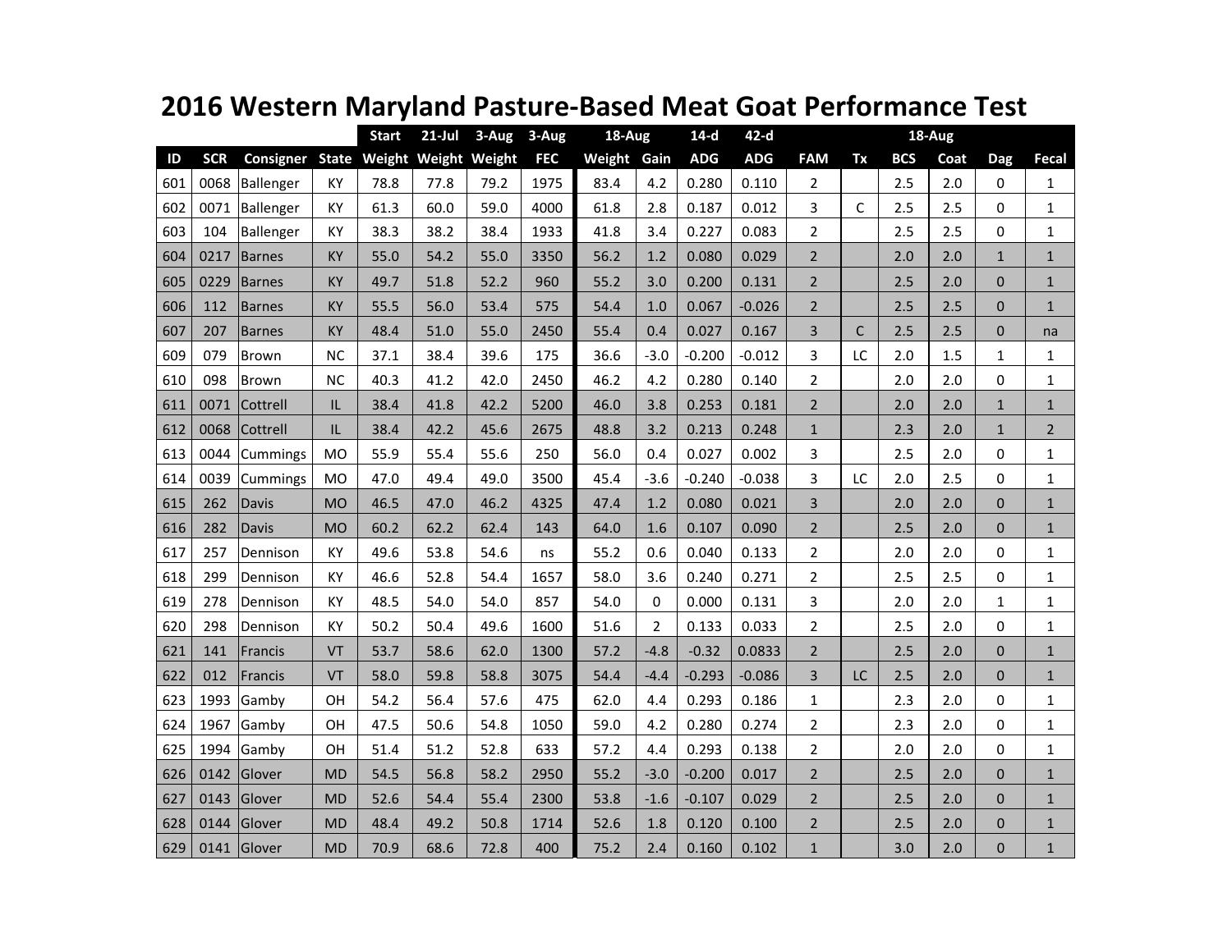# 2016 Western Maryland Pasture-Based Meat Goat Performance Test

| | | | | Start | 21-Jul | 3-Aug | 3-Aug | 18-Aug | | 14-d | 42-d | | | 18-Aug | | | |
|---|---|---|---|---|---|---|---|---|---|---|---|---|---|---|---|---|---|
| ID | SCR | Consigner | State | Weight | Weight | Weight | FEC | Weight | Gain | ADG | ADG | FAM | Tx | BCS | Coat | Dag | Fecal |
| 601 | 0068 | Ballenger | KY | 78.8 | 77.8 | 79.2 | 1975 | 83.4 | 4.2 | 0.280 | 0.110 | 2 | | 2.5 | 2.0 | 0 | 1 |
| 602 | 0071 | Ballenger | KY | 61.3 | 60.0 | 59.0 | 4000 | 61.8 | 2.8 | 0.187 | 0.012 | 3 | C | 2.5 | 2.5 | 0 | 1 |
| 603 | 104 | Ballenger | KY | 38.3 | 38.2 | 38.4 | 1933 | 41.8 | 3.4 | 0.227 | 0.083 | 2 | | 2.5 | 2.5 | 0 | 1 |
| 604 | 0217 | Barnes | KY | 55.0 | 54.2 | 55.0 | 3350 | 56.2 | 1.2 | 0.080 | 0.029 | 2 | | 2.0 | 2.0 | 1 | 1 |
| 605 | 0229 | Barnes | KY | 49.7 | 51.8 | 52.2 | 960 | 55.2 | 3.0 | 0.200 | 0.131 | 2 | | 2.5 | 2.0 | 0 | 1 |
| 606 | 112 | Barnes | KY | 55.5 | 56.0 | 53.4 | 575 | 54.4 | 1.0 | 0.067 | -0.026 | 2 | | 2.5 | 2.5 | 0 | 1 |
| 607 | 207 | Barnes | KY | 48.4 | 51.0 | 55.0 | 2450 | 55.4 | 0.4 | 0.027 | 0.167 | 3 | C | 2.5 | 2.5 | 0 | na |
| 609 | 079 | Brown | NC | 37.1 | 38.4 | 39.6 | 175 | 36.6 | -3.0 | -0.200 | -0.012 | 3 | LC | 2.0 | 1.5 | 1 | 1 |
| 610 | 098 | Brown | NC | 40.3 | 41.2 | 42.0 | 2450 | 46.2 | 4.2 | 0.280 | 0.140 | 2 | | 2.0 | 2.0 | 0 | 1 |
| 611 | 0071 | Cottrell | IL | 38.4 | 41.8 | 42.2 | 5200 | 46.0 | 3.8 | 0.253 | 0.181 | 2 | | 2.0 | 2.0 | 1 | 1 |
| 612 | 0068 | Cottrell | IL | 38.4 | 42.2 | 45.6 | 2675 | 48.8 | 3.2 | 0.213 | 0.248 | 1 | | 2.3 | 2.0 | 1 | 2 |
| 613 | 0044 | Cummings | MO | 55.9 | 55.4 | 55.6 | 250 | 56.0 | 0.4 | 0.027 | 0.002 | 3 | | 2.5 | 2.0 | 0 | 1 |
| 614 | 0039 | Cummings | MO | 47.0 | 49.4 | 49.0 | 3500 | 45.4 | -3.6 | -0.240 | -0.038 | 3 | LC | 2.0 | 2.5 | 0 | 1 |
| 615 | 262 | Davis | MO | 46.5 | 47.0 | 46.2 | 4325 | 47.4 | 1.2 | 0.080 | 0.021 | 3 | | 2.0 | 2.0 | 0 | 1 |
| 616 | 282 | Davis | MO | 60.2 | 62.2 | 62.4 | 143 | 64.0 | 1.6 | 0.107 | 0.090 | 2 | | 2.5 | 2.0 | 0 | 1 |
| 617 | 257 | Dennison | KY | 49.6 | 53.8 | 54.6 | ns | 55.2 | 0.6 | 0.040 | 0.133 | 2 | | 2.0 | 2.0 | 0 | 1 |
| 618 | 299 | Dennison | KY | 46.6 | 52.8 | 54.4 | 1657 | 58.0 | 3.6 | 0.240 | 0.271 | 2 | | 2.5 | 2.5 | 0 | 1 |
| 619 | 278 | Dennison | KY | 48.5 | 54.0 | 54.0 | 857 | 54.0 | 0 | 0.000 | 0.131 | 3 | | 2.0 | 2.0 | 1 | 1 |
| 620 | 298 | Dennison | KY | 50.2 | 50.4 | 49.6 | 1600 | 51.6 | 2 | 0.133 | 0.033 | 2 | | 2.5 | 2.0 | 0 | 1 |
| 621 | 141 | Francis | VT | 53.7 | 58.6 | 62.0 | 1300 | 57.2 | -4.8 | -0.32 | 0.0833 | 2 | | 2.5 | 2.0 | 0 | 1 |
| 622 | 012 | Francis | VT | 58.0 | 59.8 | 58.8 | 3075 | 54.4 | -4.4 | -0.293 | -0.086 | 3 | LC | 2.5 | 2.0 | 0 | 1 |
| 623 | 1993 | Gamby | OH | 54.2 | 56.4 | 57.6 | 475 | 62.0 | 4.4 | 0.293 | 0.186 | 1 | | 2.3 | 2.0 | 0 | 1 |
| 624 | 1967 | Gamby | OH | 47.5 | 50.6 | 54.8 | 1050 | 59.0 | 4.2 | 0.280 | 0.274 | 2 | | 2.3 | 2.0 | 0 | 1 |
| 625 | 1994 | Gamby | OH | 51.4 | 51.2 | 52.8 | 633 | 57.2 | 4.4 | 0.293 | 0.138 | 2 | | 2.0 | 2.0 | 0 | 1 |
| 626 | 0142 | Glover | MD | 54.5 | 56.8 | 58.2 | 2950 | 55.2 | -3.0 | -0.200 | 0.017 | 2 | | 2.5 | 2.0 | 0 | 1 |
| 627 | 0143 | Glover | MD | 52.6 | 54.4 | 55.4 | 2300 | 53.8 | -1.6 | -0.107 | 0.029 | 2 | | 2.5 | 2.0 | 0 | 1 |
| 628 | 0144 | Glover | MD | 48.4 | 49.2 | 50.8 | 1714 | 52.6 | 1.8 | 0.120 | 0.100 | 2 | | 2.5 | 2.0 | 0 | 1 |
| 629 | 0141 | Glover | MD | 70.9 | 68.6 | 72.8 | 400 | 75.2 | 2.4 | 0.160 | 0.102 | 1 | | 3.0 | 2.0 | 0 | 1 |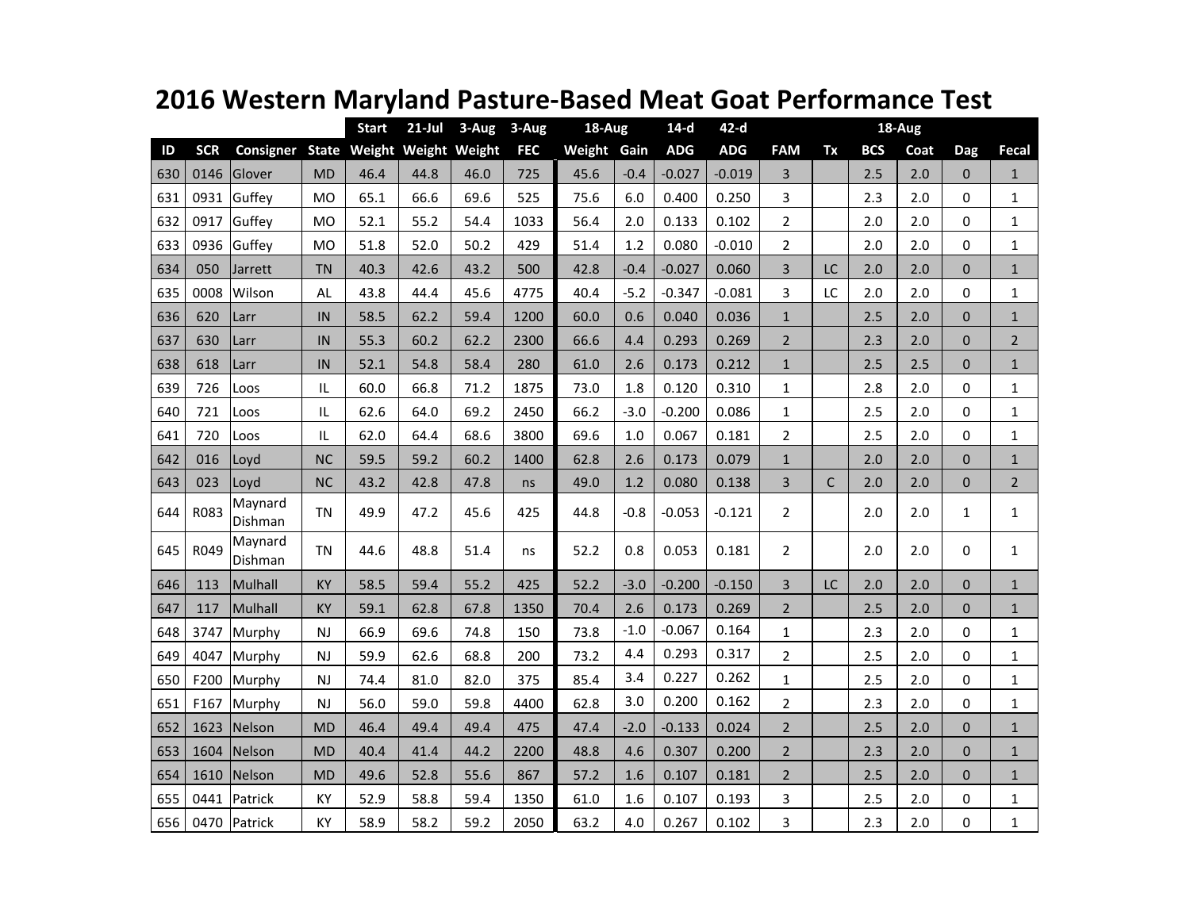# 2016 Western Maryland Pasture-Based Meat Goat Performance Test

| | | | | Start | 21-Jul | 3-Aug | 3-Aug | 18-Aug | | 14-d | 42-d | | | 18-Aug | | | |
|---|---|---|---|---|---|---|---|---|---|---|---|---|---|---|---|---|---|
| ID | SCR | Consigner | State | Weight | Weight | Weight | FEC | Weight | Gain | ADG | ADG | FAM | Tx | BCS | Coat | Dag | Fecal |
| 630 | 0146 | Glover | MD | 46.4 | 44.8 | 46.0 | 725 | 45.6 | -0.4 | -0.027 | -0.019 | 3 | | 2.5 | 2.0 | 0 | 1 |
| 631 | 0931 | Guffey | MO | 65.1 | 66.6 | 69.6 | 525 | 75.6 | 6.0 | 0.400 | 0.250 | 3 | | 2.3 | 2.0 | 0 | 1 |
| 632 | 0917 | Guffey | MO | 52.1 | 55.2 | 54.4 | 1033 | 56.4 | 2.0 | 0.133 | 0.102 | 2 | | 2.0 | 2.0 | 0 | 1 |
| 633 | 0936 | Guffey | MO | 51.8 | 52.0 | 50.2 | 429 | 51.4 | 1.2 | 0.080 | -0.010 | 2 | | 2.0 | 2.0 | 0 | 1 |
| 634 | 050 | Jarrett | TN | 40.3 | 42.6 | 43.2 | 500 | 42.8 | -0.4 | -0.027 | 0.060 | 3 | LC | 2.0 | 2.0 | 0 | 1 |
| 635 | 0008 | Wilson | AL | 43.8 | 44.4 | 45.6 | 4775 | 40.4 | -5.2 | -0.347 | -0.081 | 3 | LC | 2.0 | 2.0 | 0 | 1 |
| 636 | 620 | Larr | IN | 58.5 | 62.2 | 59.4 | 1200 | 60.0 | 0.6 | 0.040 | 0.036 | 1 | | 2.5 | 2.0 | 0 | 1 |
| 637 | 630 | Larr | IN | 55.3 | 60.2 | 62.2 | 2300 | 66.6 | 4.4 | 0.293 | 0.269 | 2 | | 2.3 | 2.0 | 0 | 2 |
| 638 | 618 | Larr | IN | 52.1 | 54.8 | 58.4 | 280 | 61.0 | 2.6 | 0.173 | 0.212 | 1 | | 2.5 | 2.5 | 0 | 1 |
| 639 | 726 | Loos | IL | 60.0 | 66.8 | 71.2 | 1875 | 73.0 | 1.8 | 0.120 | 0.310 | 1 | | 2.8 | 2.0 | 0 | 1 |
| 640 | 721 | Loos | IL | 62.6 | 64.0 | 69.2 | 2450 | 66.2 | -3.0 | -0.200 | 0.086 | 1 | | 2.5 | 2.0 | 0 | 1 |
| 641 | 720 | Loos | IL | 62.0 | 64.4 | 68.6 | 3800 | 69.6 | 1.0 | 0.067 | 0.181 | 2 | | 2.5 | 2.0 | 0 | 1 |
| 642 | 016 | Loyd | NC | 59.5 | 59.2 | 60.2 | 1400 | 62.8 | 2.6 | 0.173 | 0.079 | 1 | | 2.0 | 2.0 | 0 | 1 |
| 643 | 023 | Loyd | NC | 43.2 | 42.8 | 47.8 | ns | 49.0 | 1.2 | 0.080 | 0.138 | 3 | C | 2.0 | 2.0 | 0 | 2 |
| 644 | R083 | Maynard Dishman | TN | 49.9 | 47.2 | 45.6 | 425 | 44.8 | -0.8 | -0.053 | -0.121 | 2 | | 2.0 | 2.0 | 1 | 1 |
| 645 | R049 | Maynard Dishman | TN | 44.6 | 48.8 | 51.4 | ns | 52.2 | 0.8 | 0.053 | 0.181 | 2 | | 2.0 | 2.0 | 0 | 1 |
| 646 | 113 | Mulhall | KY | 58.5 | 59.4 | 55.2 | 425 | 52.2 | -3.0 | -0.200 | -0.150 | 3 | LC | 2.0 | 2.0 | 0 | 1 |
| 647 | 117 | Mulhall | KY | 59.1 | 62.8 | 67.8 | 1350 | 70.4 | 2.6 | 0.173 | 0.269 | 2 | | 2.5 | 2.0 | 0 | 1 |
| 648 | 3747 | Murphy | NJ | 66.9 | 69.6 | 74.8 | 150 | 73.8 | -1.0 | -0.067 | 0.164 | 1 | | 2.3 | 2.0 | 0 | 1 |
| 649 | 4047 | Murphy | NJ | 59.9 | 62.6 | 68.8 | 200 | 73.2 | 4.4 | 0.293 | 0.317 | 2 | | 2.5 | 2.0 | 0 | 1 |
| 650 | F200 | Murphy | NJ | 74.4 | 81.0 | 82.0 | 375 | 85.4 | 3.4 | 0.227 | 0.262 | 1 | | 2.5 | 2.0 | 0 | 1 |
| 651 | F167 | Murphy | NJ | 56.0 | 59.0 | 59.8 | 4400 | 62.8 | 3.0 | 0.200 | 0.162 | 2 | | 2.3 | 2.0 | 0 | 1 |
| 652 | 1623 | Nelson | MD | 46.4 | 49.4 | 49.4 | 475 | 47.4 | -2.0 | -0.133 | 0.024 | 2 | | 2.5 | 2.0 | 0 | 1 |
| 653 | 1604 | Nelson | MD | 40.4 | 41.4 | 44.2 | 2200 | 48.8 | 4.6 | 0.307 | 0.200 | 2 | | 2.3 | 2.0 | 0 | 1 |
| 654 | 1610 | Nelson | MD | 49.6 | 52.8 | 55.6 | 867 | 57.2 | 1.6 | 0.107 | 0.181 | 2 | | 2.5 | 2.0 | 0 | 1 |
| 655 | 0441 | Patrick | KY | 52.9 | 58.8 | 59.4 | 1350 | 61.0 | 1.6 | 0.107 | 0.193 | 3 | | 2.5 | 2.0 | 0 | 1 |
| 656 | 0470 | Patrick | KY | 58.9 | 58.2 | 59.2 | 2050 | 63.2 | 4.0 | 0.267 | 0.102 | 3 | | 2.3 | 2.0 | 0 | 1 |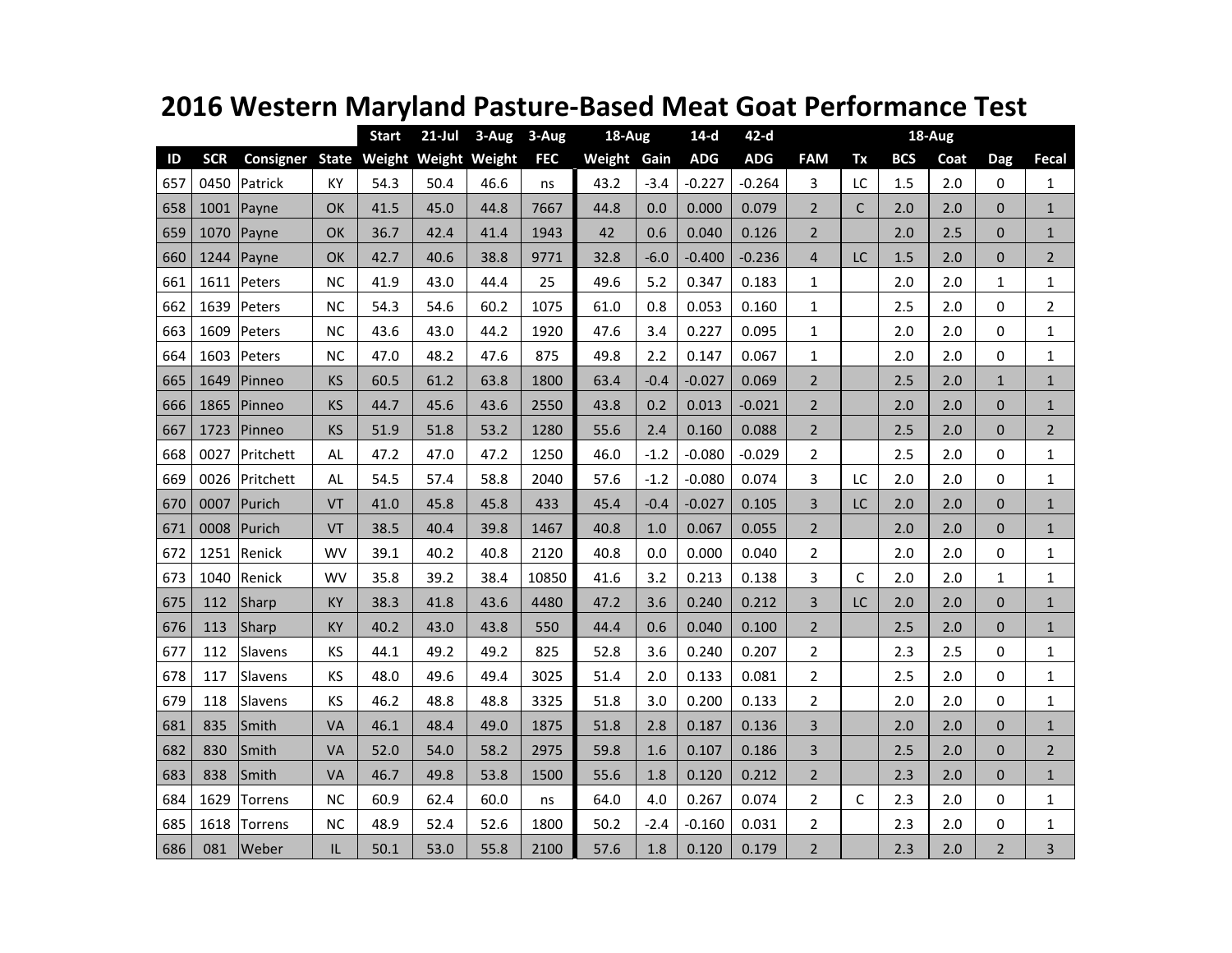# 2016 Western Maryland Pasture-Based Meat Goat Performance Test

| | | | | Start | 21-Jul | 3-Aug | 3-Aug | 18-Aug | | 14-d | 42-d | | | 18-Aug | | | |
|---|---|---|---|---|---|---|---|---|---|---|---|---|---|---|---|---|---|
| ID | SCR | Consigner | State | Weight | Weight | Weight | FEC | Weight | Gain | ADG | ADG | FAM | Tx | BCS | Coat | Dag | Fecal |
| 657 | 0450 | Patrick | KY | 54.3 | 50.4 | 46.6 | ns | 43.2 | -3.4 | -0.227 | -0.264 | 3 | LC | 1.5 | 2.0 | 0 | 1 |
| 658 | 1001 | Payne | OK | 41.5 | 45.0 | 44.8 | 7667 | 44.8 | 0.0 | 0.000 | 0.079 | 2 | C | 2.0 | 2.0 | 0 | 1 |
| 659 | 1070 | Payne | OK | 36.7 | 42.4 | 41.4 | 1943 | 42 | 0.6 | 0.040 | 0.126 | 2 | | 2.0 | 2.5 | 0 | 1 |
| 660 | 1244 | Payne | OK | 42.7 | 40.6 | 38.8 | 9771 | 32.8 | -6.0 | -0.400 | -0.236 | 4 | LC | 1.5 | 2.0 | 0 | 2 |
| 661 | 1611 | Peters | NC | 41.9 | 43.0 | 44.4 | 25 | 49.6 | 5.2 | 0.347 | 0.183 | 1 | | 2.0 | 2.0 | 1 | 1 |
| 662 | 1639 | Peters | NC | 54.3 | 54.6 | 60.2 | 1075 | 61.0 | 0.8 | 0.053 | 0.160 | 1 | | 2.5 | 2.0 | 0 | 2 |
| 663 | 1609 | Peters | NC | 43.6 | 43.0 | 44.2 | 1920 | 47.6 | 3.4 | 0.227 | 0.095 | 1 | | 2.0 | 2.0 | 0 | 1 |
| 664 | 1603 | Peters | NC | 47.0 | 48.2 | 47.6 | 875 | 49.8 | 2.2 | 0.147 | 0.067 | 1 | | 2.0 | 2.0 | 0 | 1 |
| 665 | 1649 | Pinneo | KS | 60.5 | 61.2 | 63.8 | 1800 | 63.4 | -0.4 | -0.027 | 0.069 | 2 | | 2.5 | 2.0 | 1 | 1 |
| 666 | 1865 | Pinneo | KS | 44.7 | 45.6 | 43.6 | 2550 | 43.8 | 0.2 | 0.013 | -0.021 | 2 | | 2.0 | 2.0 | 0 | 1 |
| 667 | 1723 | Pinneo | KS | 51.9 | 51.8 | 53.2 | 1280 | 55.6 | 2.4 | 0.160 | 0.088 | 2 | | 2.5 | 2.0 | 0 | 2 |
| 668 | 0027 | Pritchett | AL | 47.2 | 47.0 | 47.2 | 1250 | 46.0 | -1.2 | -0.080 | -0.029 | 2 | | 2.5 | 2.0 | 0 | 1 |
| 669 | 0026 | Pritchett | AL | 54.5 | 57.4 | 58.8 | 2040 | 57.6 | -1.2 | -0.080 | 0.074 | 3 | LC | 2.0 | 2.0 | 0 | 1 |
| 670 | 0007 | Purich | VT | 41.0 | 45.8 | 45.8 | 433 | 45.4 | -0.4 | -0.027 | 0.105 | 3 | LC | 2.0 | 2.0 | 0 | 1 |
| 671 | 0008 | Purich | VT | 38.5 | 40.4 | 39.8 | 1467 | 40.8 | 1.0 | 0.067 | 0.055 | 2 | | 2.0 | 2.0 | 0 | 1 |
| 672 | 1251 | Renick | WV | 39.1 | 40.2 | 40.8 | 2120 | 40.8 | 0.0 | 0.000 | 0.040 | 2 | | 2.0 | 2.0 | 0 | 1 |
| 673 | 1040 | Renick | WV | 35.8 | 39.2 | 38.4 | 10850 | 41.6 | 3.2 | 0.213 | 0.138 | 3 | C | 2.0 | 2.0 | 1 | 1 |
| 675 | 112 | Sharp | KY | 38.3 | 41.8 | 43.6 | 4480 | 47.2 | 3.6 | 0.240 | 0.212 | 3 | LC | 2.0 | 2.0 | 0 | 1 |
| 676 | 113 | Sharp | KY | 40.2 | 43.0 | 43.8 | 550 | 44.4 | 0.6 | 0.040 | 0.100 | 2 | | 2.5 | 2.0 | 0 | 1 |
| 677 | 112 | Slavens | KS | 44.1 | 49.2 | 49.2 | 825 | 52.8 | 3.6 | 0.240 | 0.207 | 2 | | 2.3 | 2.5 | 0 | 1 |
| 678 | 117 | Slavens | KS | 48.0 | 49.6 | 49.4 | 3025 | 51.4 | 2.0 | 0.133 | 0.081 | 2 | | 2.5 | 2.0 | 0 | 1 |
| 679 | 118 | Slavens | KS | 46.2 | 48.8 | 48.8 | 3325 | 51.8 | 3.0 | 0.200 | 0.133 | 2 | | 2.0 | 2.0 | 0 | 1 |
| 681 | 835 | Smith | VA | 46.1 | 48.4 | 49.0 | 1875 | 51.8 | 2.8 | 0.187 | 0.136 | 3 | | 2.0 | 2.0 | 0 | 1 |
| 682 | 830 | Smith | VA | 52.0 | 54.0 | 58.2 | 2975 | 59.8 | 1.6 | 0.107 | 0.186 | 3 | | 2.5 | 2.0 | 0 | 2 |
| 683 | 838 | Smith | VA | 46.7 | 49.8 | 53.8 | 1500 | 55.6 | 1.8 | 0.120 | 0.212 | 2 | | 2.3 | 2.0 | 0 | 1 |
| 684 | 1629 | Torrens | NC | 60.9 | 62.4 | 60.0 | ns | 64.0 | 4.0 | 0.267 | 0.074 | 2 | C | 2.3 | 2.0 | 0 | 1 |
| 685 | 1618 | Torrens | NC | 48.9 | 52.4 | 52.6 | 1800 | 50.2 | -2.4 | -0.160 | 0.031 | 2 | | 2.3 | 2.0 | 0 | 1 |
| 686 | 081 | Weber | IL | 50.1 | 53.0 | 55.8 | 2100 | 57.6 | 1.8 | 0.120 | 0.179 | 2 | | 2.3 | 2.0 | 2 | 3 |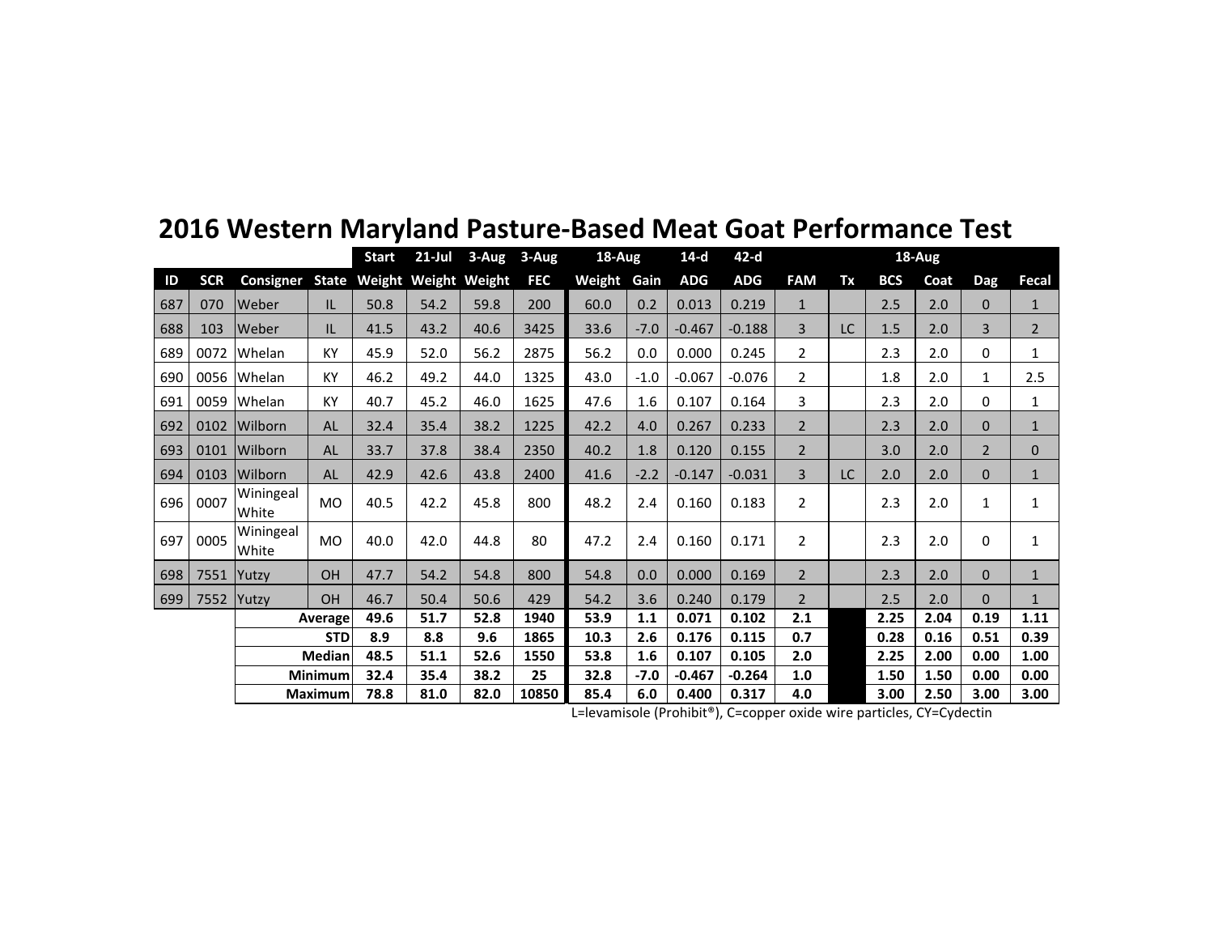# 2016 Western Maryland Pasture-Based Meat Goat Performance Test

| | | | | Start | 21-Jul | 3-Aug | 3-Aug | 18-Aug | | 14-d | 42-d | | | 18-Aug | | | |
|---|---|---|---|---|---|---|---|---|---|---|---|---|---|---|---|---|---|
| ID | SCR | Consigner | State | Weight | Weight | Weight | FEC | Weight | Gain | ADG | ADG | FAM | Tx | BCS | Coat | Dag | Fecal |
| 687 | 070 | Weber | IL | 50.8 | 54.2 | 59.8 | 200 | 60.0 | 0.2 | 0.013 | 0.219 | 1 | | 2.5 | 2.0 | 0 | 1 |
| 688 | 103 | Weber | IL | 41.5 | 43.2 | 40.6 | 3425 | 33.6 | -7.0 | -0.467 | -0.188 | 3 | LC | 1.5 | 2.0 | 3 | 2 |
| 689 | 0072 | Whelan | KY | 45.9 | 52.0 | 56.2 | 2875 | 56.2 | 0.0 | 0.000 | 0.245 | 2 | | 2.3 | 2.0 | 0 | 1 |
| 690 | 0056 | Whelan | KY | 46.2 | 49.2 | 44.0 | 1325 | 43.0 | -1.0 | -0.067 | -0.076 | 2 | | 1.8 | 2.0 | 1 | 2.5 |
| 691 | 0059 | Whelan | KY | 40.7 | 45.2 | 46.0 | 1625 | 47.6 | 1.6 | 0.107 | 0.164 | 3 | | 2.3 | 2.0 | 0 | 1 |
| 692 | 0102 | Wilborn | AL | 32.4 | 35.4 | 38.2 | 1225 | 42.2 | 4.0 | 0.267 | 0.233 | 2 | | 2.3 | 2.0 | 0 | 1 |
| 693 | 0101 | Wilborn | AL | 33.7 | 37.8 | 38.4 | 2350 | 40.2 | 1.8 | 0.120 | 0.155 | 2 | | 3.0 | 2.0 | 2 | 0 |
| 694 | 0103 | Wilborn | AL | 42.9 | 42.6 | 43.8 | 2400 | 41.6 | -2.2 | -0.147 | -0.031 | 3 | LC | 2.0 | 2.0 | 0 | 1 |
| 696 | 0007 | Winingeal White | MO | 40.5 | 42.2 | 45.8 | 800 | 48.2 | 2.4 | 0.160 | 0.183 | 2 | | 2.3 | 2.0 | 1 | 1 |
| 697 | 0005 | Winingeal White | MO | 40.0 | 42.0 | 44.8 | 80 | 47.2 | 2.4 | 0.160 | 0.171 | 2 | | 2.3 | 2.0 | 0 | 1 |
| 698 | 7551 | Yutzy | OH | 47.7 | 54.2 | 54.8 | 800 | 54.8 | 0.0 | 0.000 | 0.169 | 2 | | 2.3 | 2.0 | 0 | 1 |
| 699 | 7552 | Yutzy | OH | 46.7 | 50.4 | 50.6 | 429 | 54.2 | 3.6 | 0.240 | 0.179 | 2 | | 2.5 | 2.0 | 0 | 1 |
| | | | **Average** | **49.6** | **51.7** | **52.8** | **1940** | **53.9** | **1.1** | **0.071** | **0.102** | **2.1** | | **2.25** | **2.04** | **0.19** | **1.11** |
| | | | **STD** | **8.9** | **8.8** | **9.6** | **1865** | **10.3** | **2.6** | **0.176** | **0.115** | **0.7** | | **0.28** | **0.16** | **0.51** | **0.39** |
| | | | **Median** | **48.5** | **51.1** | **52.6** | **1550** | **53.8** | **1.6** | **0.107** | **0.105** | **2.0** | | **2.25** | **2.00** | **0.00** | **1.00** |
| | | | **Minimum** | **32.4** | **35.4** | **38.2** | **25** | **32.8** | **-7.0** | **-0.467** | **-0.264** | **1.0** | | **1.50** | **1.50** | **0.00** | **0.00** |
| | | | **Maximum** | **78.8** | **81.0** | **82.0** | **10850** | **85.4** | **6.0** | **0.400** | **0.317** | **4.0** | | **3.00** | **2.50** | **3.00** | **3.00** |

L=levamisole (Prohibit®), C=copper oxide wire particles, CY=Cydectin